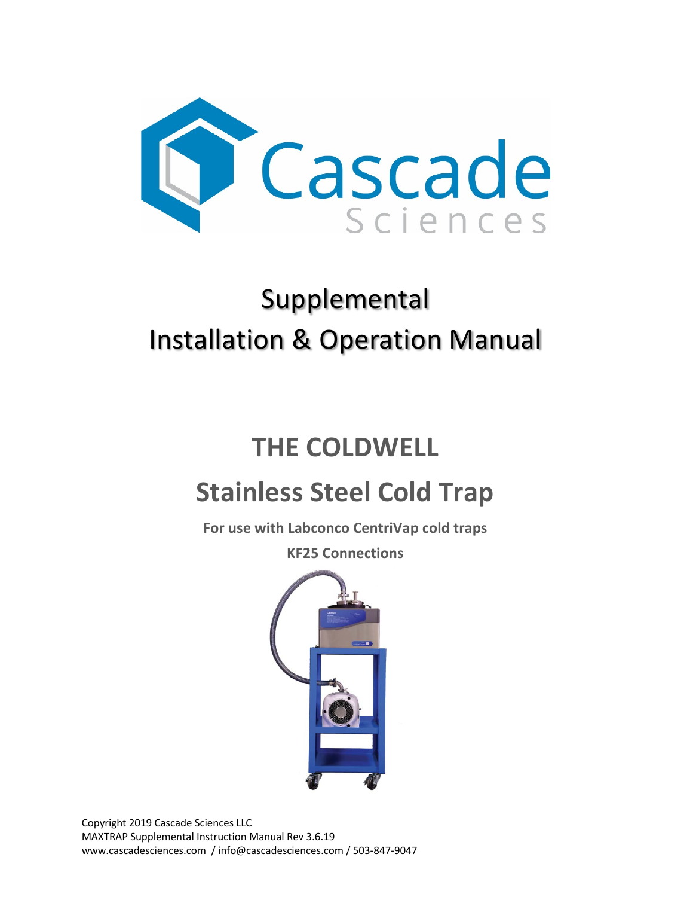# Cascade Sciences

## Supplemental Installation & Operation Manual

# THE COLDWELL

# Stainless Steel Cold Trap

**For use with Labconco CentriVap cold traps**

**KF25 Connections**

Copyright 2019 Cascade Sciences LLC
MAXTRAP Supplemental Instruction Manual Rev 3.6.19
www.cascadesciences.com / info@cascadesciences.com / 503-847-9047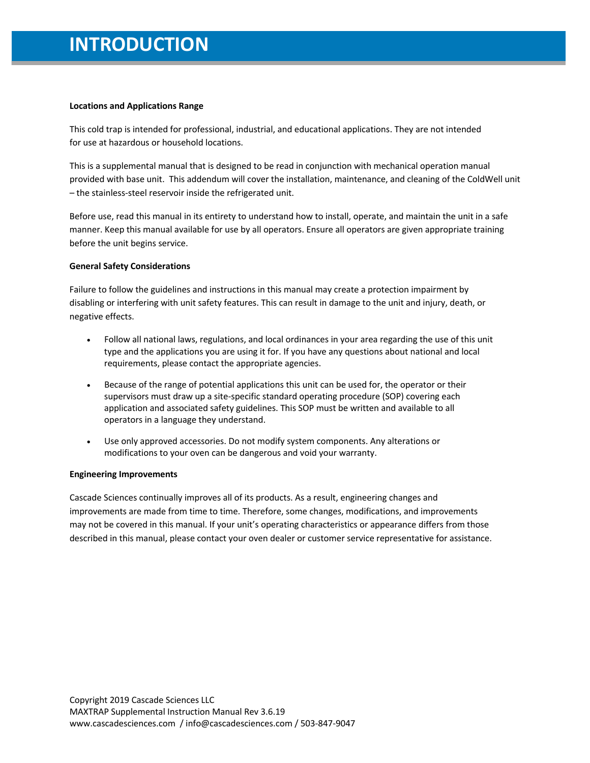# INTRODUCTION

**Locations and Applications Range**

This cold trap is intended for professional, industrial, and educational applications. They are not intended for use at hazardous or household locations.

This is a supplemental manual that is designed to be read in conjunction with mechanical operation manual provided with base unit. This addendum will cover the installation, maintenance, and cleaning of the ColdWell unit – the stainless-steel reservoir inside the refrigerated unit.

Before use, read this manual in its entirety to understand how to install, operate, and maintain the unit in a safe manner. Keep this manual available for use by all operators. Ensure all operators are given appropriate training before the unit begins service.

**General Safety Considerations**

Failure to follow the guidelines and instructions in this manual may create a protection impairment by disabling or interfering with unit safety features. This can result in damage to the unit and injury, death, or negative effects.

- Follow all national laws, regulations, and local ordinances in your area regarding the use of this unit type and the applications you are using it for. If you have any questions about national and local requirements, please contact the appropriate agencies.
- Because of the range of potential applications this unit can be used for, the operator or their supervisors must draw up a site-specific standard operating procedure (SOP) covering each application and associated safety guidelines. This SOP must be written and available to all operators in a language they understand.
- Use only approved accessories. Do not modify system components. Any alterations or modifications to your oven can be dangerous and void your warranty.

**Engineering Improvements**

Cascade Sciences continually improves all of its products. As a result, engineering changes and improvements are made from time to time. Therefore, some changes, modifications, and improvements may not be covered in this manual. If your unit's operating characteristics or appearance differs from those described in this manual, please contact your oven dealer or customer service representative for assistance.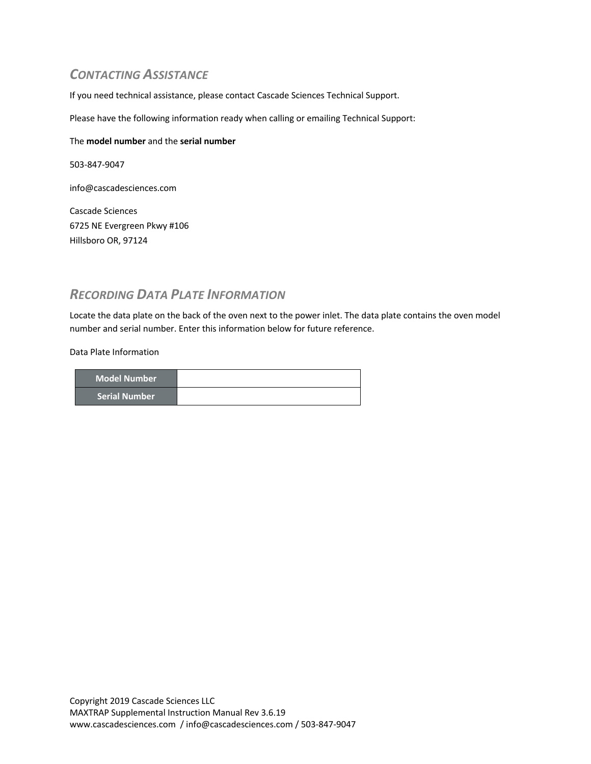## *CONTACTING ASSISTANCE*

If you need technical assistance, please contact Cascade Sciences Technical Support.

Please have the following information ready when calling or emailing Technical Support:

The **model number** and the **serial number**

503-847-9047

info@cascadesciences.com

Cascade Sciences  
6725 NE Evergreen Pkwy #106  
Hillsboro OR, 97124

## *RECORDING DATA PLATE INFORMATION*

Locate the data plate on the back of the oven next to the power inlet. The data plate contains the oven model number and serial number. Enter this information below for future reference.

Data Plate Information

| Model Number | |
|---|---|
| Serial Number | |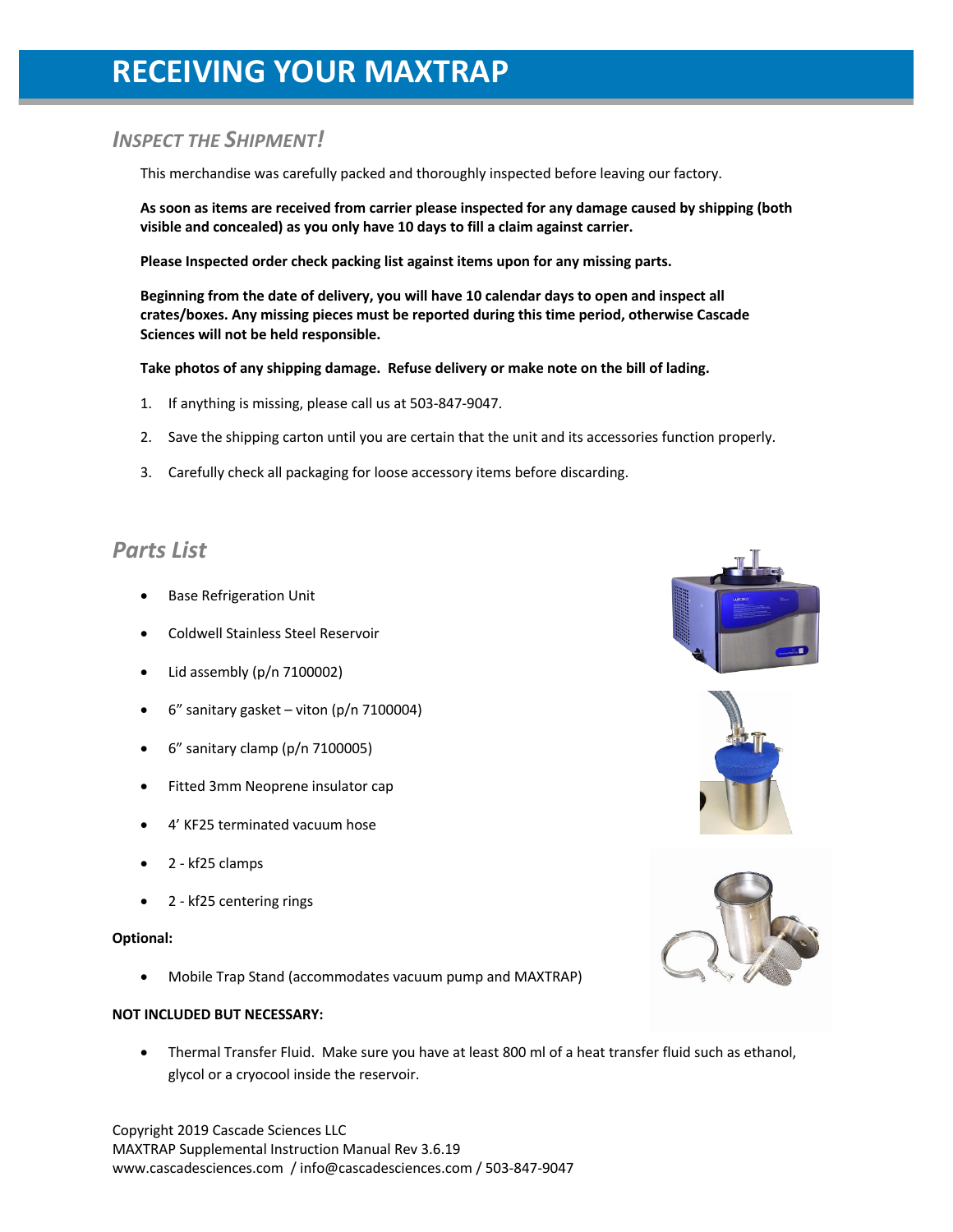# RECEIVING YOUR MAXTRAP

## *INSPECT THE SHIPMENT!*

This merchandise was carefully packed and thoroughly inspected before leaving our factory.

**As soon as items are received from carrier please inspected for any damage caused by shipping (both visible and concealed) as you only have 10 days to fill a claim against carrier.**

**Please Inspected order check packing list against items upon for any missing parts.**

**Beginning from the date of delivery, you will have 10 calendar days to open and inspect all crates/boxes. Any missing pieces must be reported during this time period, otherwise Cascade Sciences will not be held responsible.**

**Take photos of any shipping damage. Refuse delivery or make note on the bill of lading.**

1. If anything is missing, please call us at 503-847-9047.
2. Save the shipping carton until you are certain that the unit and its accessories function properly.
3. Carefully check all packaging for loose accessory items before discarding.

## *Parts List*

- Base Refrigeration Unit
- Coldwell Stainless Steel Reservoir
- Lid assembly (p/n 7100002)
- 6" sanitary gasket – viton (p/n 7100004)
- 6" sanitary clamp (p/n 7100005)
- Fitted 3mm Neoprene insulator cap
- 4' KF25 terminated vacuum hose
- 2 - kf25 clamps
- 2 - kf25 centering rings

**Optional:**

- Mobile Trap Stand (accommodates vacuum pump and MAXTRAP)

**NOT INCLUDED BUT NECESSARY:**

- Thermal Transfer Fluid. Make sure you have at least 800 ml of a heat transfer fluid such as ethanol, glycol or a cryocool inside the reservoir.

Copyright 2019 Cascade Sciences LLC
MAXTRAP Supplemental Instruction Manual Rev 3.6.19
www.cascadesciences.com / info@cascadesciences.com / 503-847-9047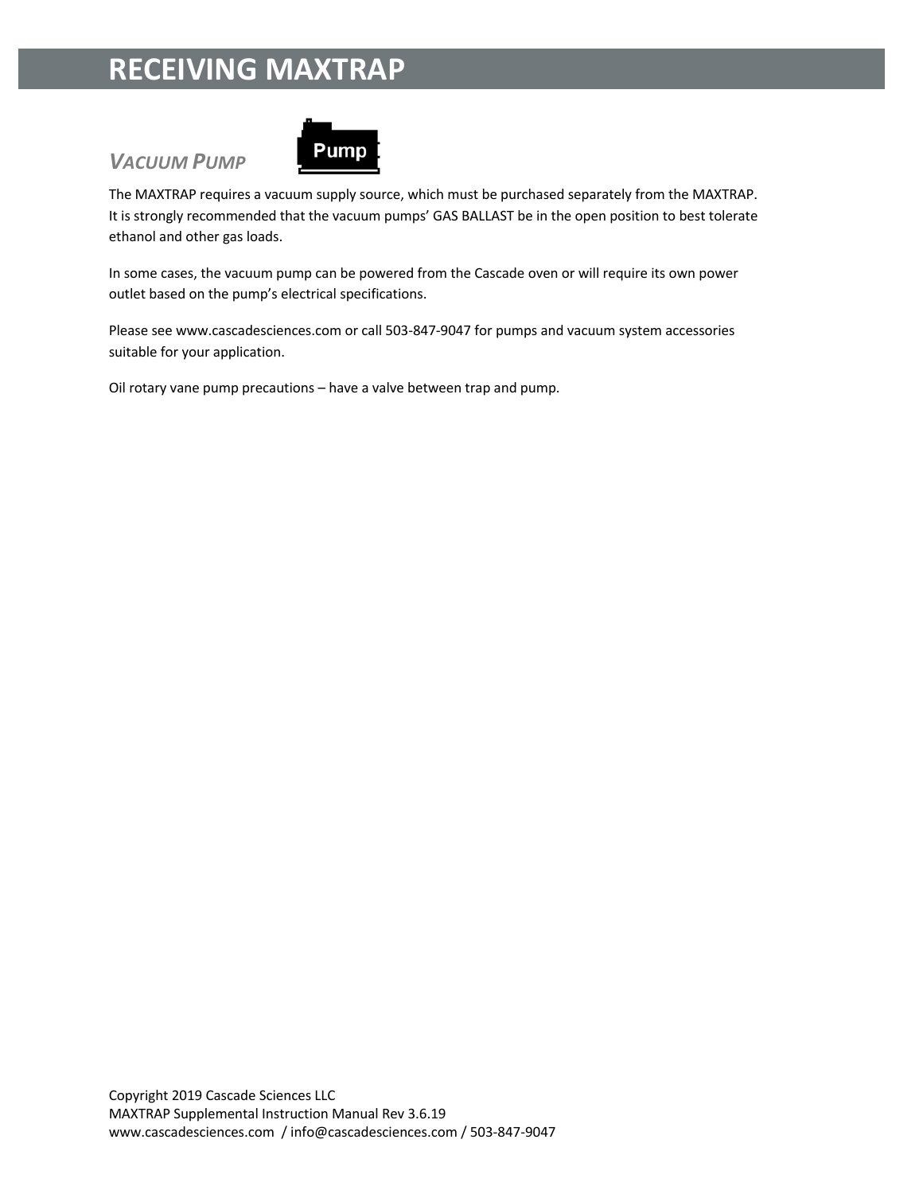# RECEIVING MAXTRAP

### *VACUUM PUMP*

The MAXTRAP requires a vacuum supply source, which must be purchased separately from the MAXTRAP. It is strongly recommended that the vacuum pumps' GAS BALLAST be in the open position to best tolerate ethanol and other gas loads.

In some cases, the vacuum pump can be powered from the Cascade oven or will require its own power outlet based on the pump's electrical specifications.

Please see www.cascadesciences.com or call 503-847-9047 for pumps and vacuum system accessories suitable for your application.

Oil rotary vane pump precautions – have a valve between trap and pump.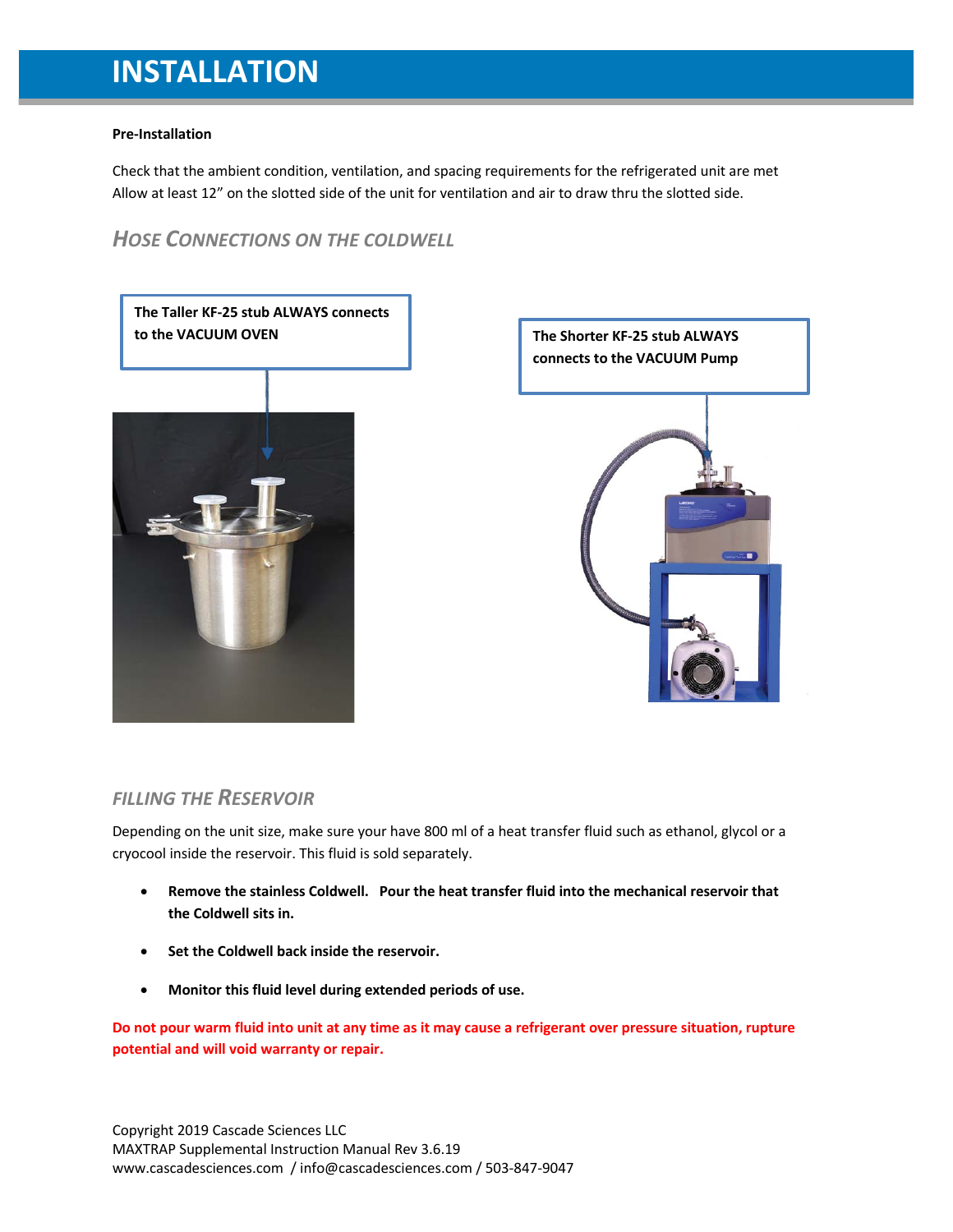# INSTALLATION

**Pre-Installation**

Check that the ambient condition, ventilation, and spacing requirements for the refrigerated unit are met
Allow at least 12" on the slotted side of the unit for ventilation and air to draw thru the slotted side.

## *HOSE CONNECTIONS ON THE COLDWELL*

**The Taller KF-25 stub ALWAYS connects to the VACUUM OVEN**

**The Shorter KF-25 stub ALWAYS connects to the VACUUM Pump**

## *FILLING THE RESERVOIR*

Depending on the unit size, make sure your have 800 ml of a heat transfer fluid such as ethanol, glycol or a cryocool inside the reservoir. This fluid is sold separately.

- **Remove the stainless Coldwell. Pour the heat transfer fluid into the mechanical reservoir that the Coldwell sits in.**
- **Set the Coldwell back inside the reservoir.**
- **Monitor this fluid level during extended periods of use.**

**Do not pour warm fluid into unit at any time as it may cause a refrigerant over pressure situation, rupture potential and will void warranty or repair.**

Copyright 2019 Cascade Sciences LLC
MAXTRAP Supplemental Instruction Manual Rev 3.6.19
www.cascadesciences.com / info@cascadesciences.com / 503-847-9047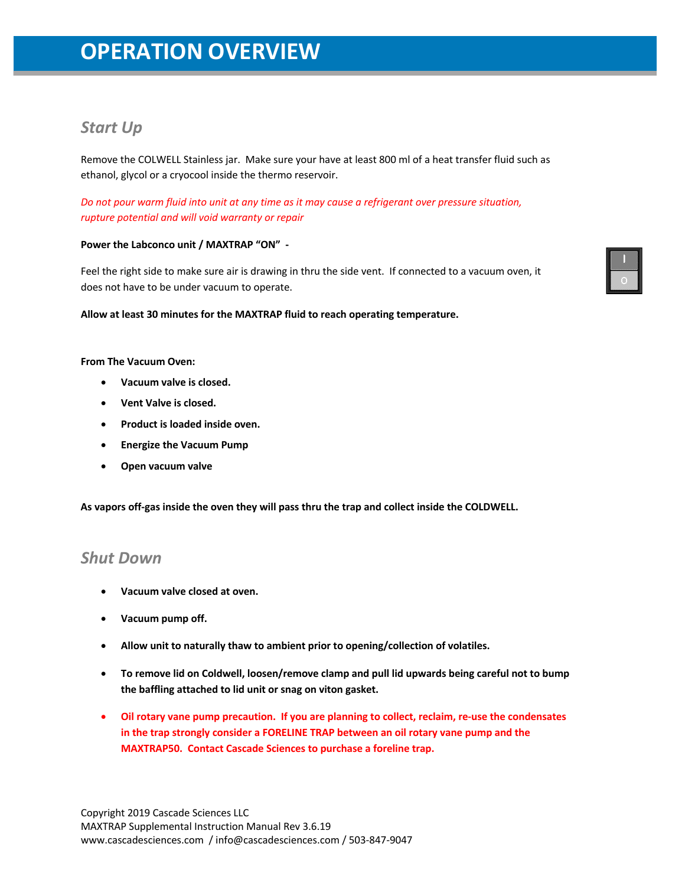# OPERATION OVERVIEW

## *Start Up*

Remove the COLWELL Stainless jar. Make sure your have at least 800 ml of a heat transfer fluid such as ethanol, glycol or a cryocool inside the thermo reservoir.

*Do not pour warm fluid into unit at any time as it may cause a refrigerant over pressure situation, rupture potential and will void warranty or repair*

**Power the Labconco unit / MAXTRAP "ON" -**

Feel the right side to make sure air is drawing in thru the side vent. If connected to a vacuum oven, it does not have to be under vacuum to operate.

**Allow at least 30 minutes for the MAXTRAP fluid to reach operating temperature.**

**From The Vacuum Oven:**

- **Vacuum valve is closed.**
- **Vent Valve is closed.**
- **Product is loaded inside oven.**
- **Energize the Vacuum Pump**
- **Open vacuum valve**

**As vapors off-gas inside the oven they will pass thru the trap and collect inside the COLDWELL.**

## *Shut Down*

- **Vacuum valve closed at oven.**
- **Vacuum pump off.**
- **Allow unit to naturally thaw to ambient prior to opening/collection of volatiles.**
- **To remove lid on Coldwell, loosen/remove clamp and pull lid upwards being careful not to bump the baffling attached to lid unit or snag on viton gasket.**
- **Oil rotary vane pump precaution. If you are planning to collect, reclaim, re-use the condensates in the trap strongly consider a FORELINE TRAP between an oil rotary vane pump and the MAXTRAP50. Contact Cascade Sciences to purchase a foreline trap.**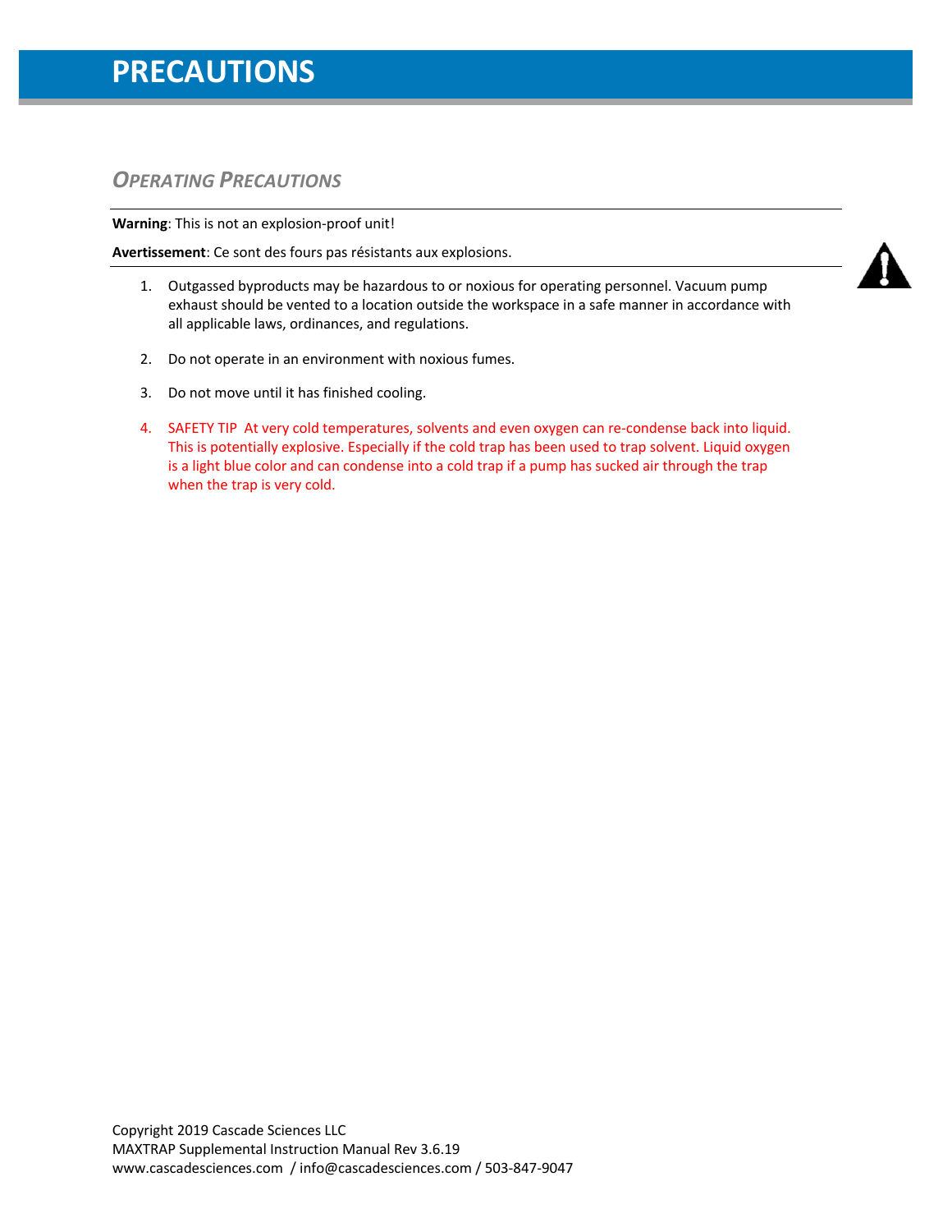# PRECAUTIONS

## *Operating Precautions*

**Warning**: This is not an explosion-proof unit!

**Avertissement**: Ce sont des fours pas résistants aux explosions.

1. Outgassed byproducts may be hazardous to or noxious for operating personnel. Vacuum pump exhaust should be vented to a location outside the workspace in a safe manner in accordance with all applicable laws, ordinances, and regulations.

2. Do not operate in an environment with noxious fumes.

3. Do not move until it has finished cooling.

4. SAFETY TIP At very cold temperatures, solvents and even oxygen can re-condense back into liquid. This is potentially explosive. Especially if the cold trap has been used to trap solvent. Liquid oxygen is a light blue color and can condense into a cold trap if a pump has sucked air through the trap when the trap is very cold.

Copyright 2019 Cascade Sciences LLC
MAXTRAP Supplemental Instruction Manual Rev 3.6.19
www.cascadesciences.com / info@cascadesciences.com / 503-847-9047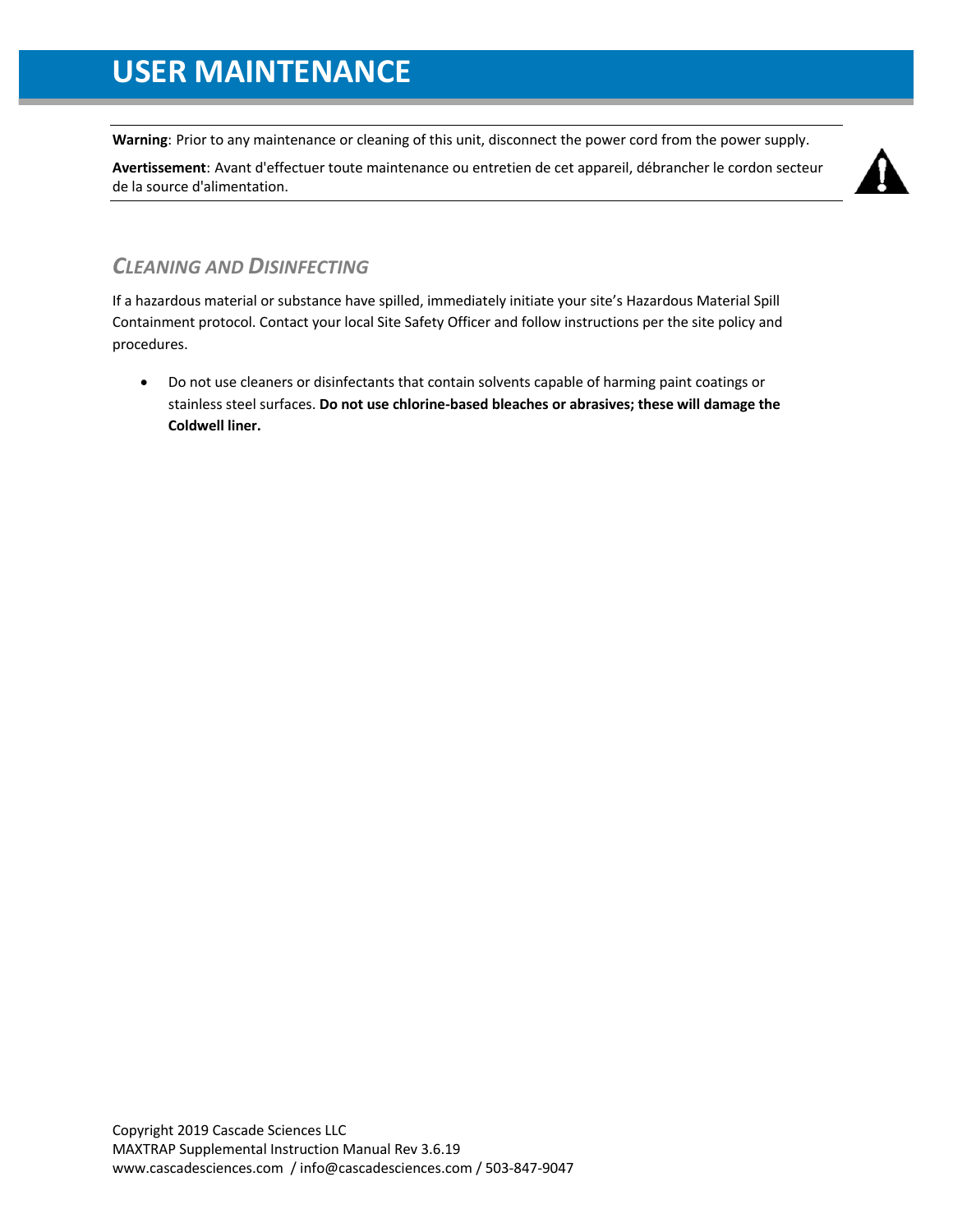# USER MAINTENANCE

**Warning**: Prior to any maintenance or cleaning of this unit, disconnect the power cord from the power supply.

**Avertissement**: Avant d'effectuer toute maintenance ou entretien de cet appareil, débrancher le cordon secteur de la source d'alimentation.

## *Cleaning and Disinfecting*

If a hazardous material or substance have spilled, immediately initiate your site's Hazardous Material Spill Containment protocol. Contact your local Site Safety Officer and follow instructions per the site policy and procedures.

- Do not use cleaners or disinfectants that contain solvents capable of harming paint coatings or stainless steel surfaces. **Do not use chlorine-based bleaches or abrasives; these will damage the Coldwell liner.**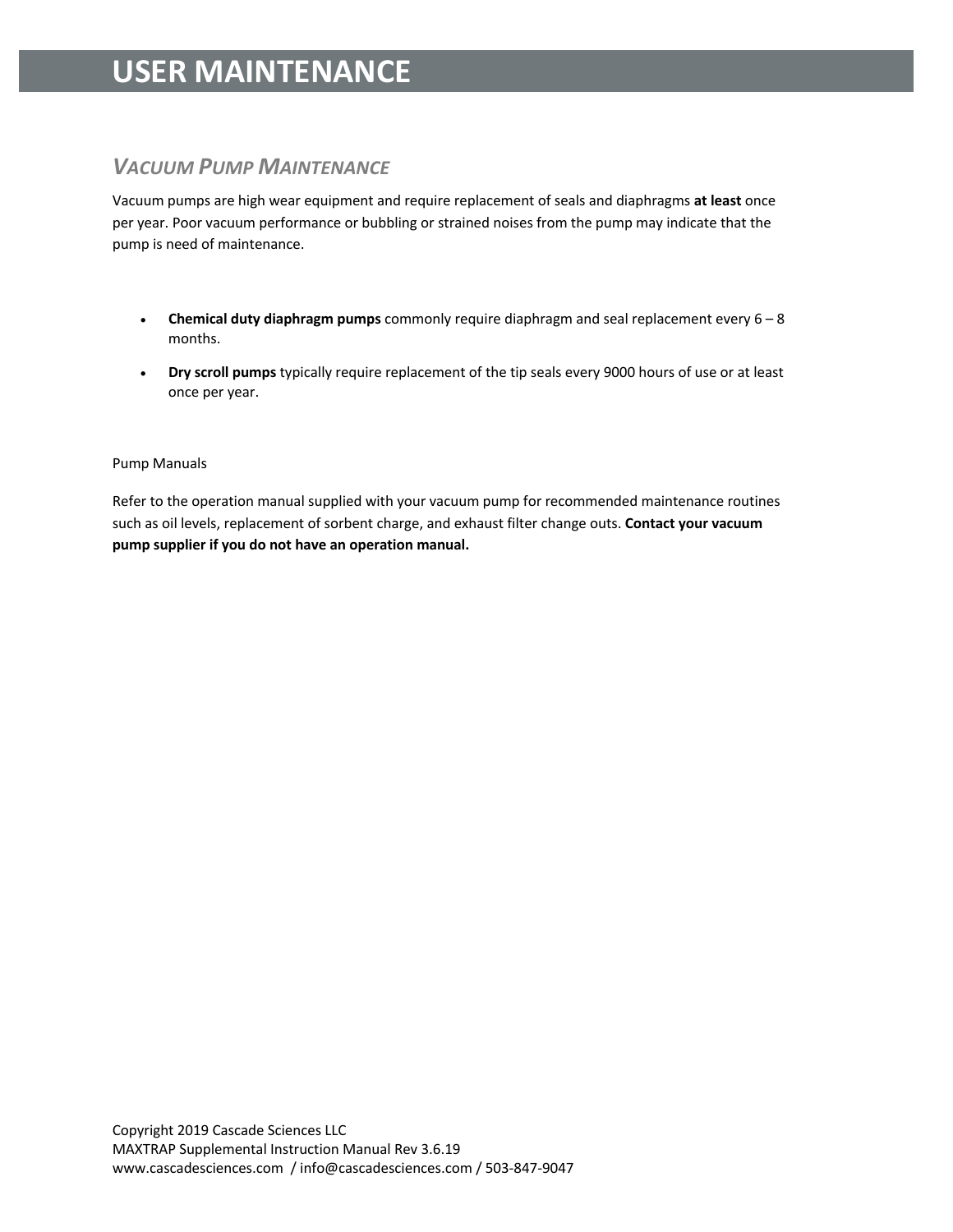# USER MAINTENANCE

## *Vacuum Pump Maintenance*

Vacuum pumps are high wear equipment and require replacement of seals and diaphragms **at least** once per year. Poor vacuum performance or bubbling or strained noises from the pump may indicate that the pump is need of maintenance.

- **Chemical duty diaphragm pumps** commonly require diaphragm and seal replacement every 6 – 8 months.
- **Dry scroll pumps** typically require replacement of the tip seals every 9000 hours of use or at least once per year.

Pump Manuals

Refer to the operation manual supplied with your vacuum pump for recommended maintenance routines such as oil levels, replacement of sorbent charge, and exhaust filter change outs. **Contact your vacuum pump supplier if you do not have an operation manual.**